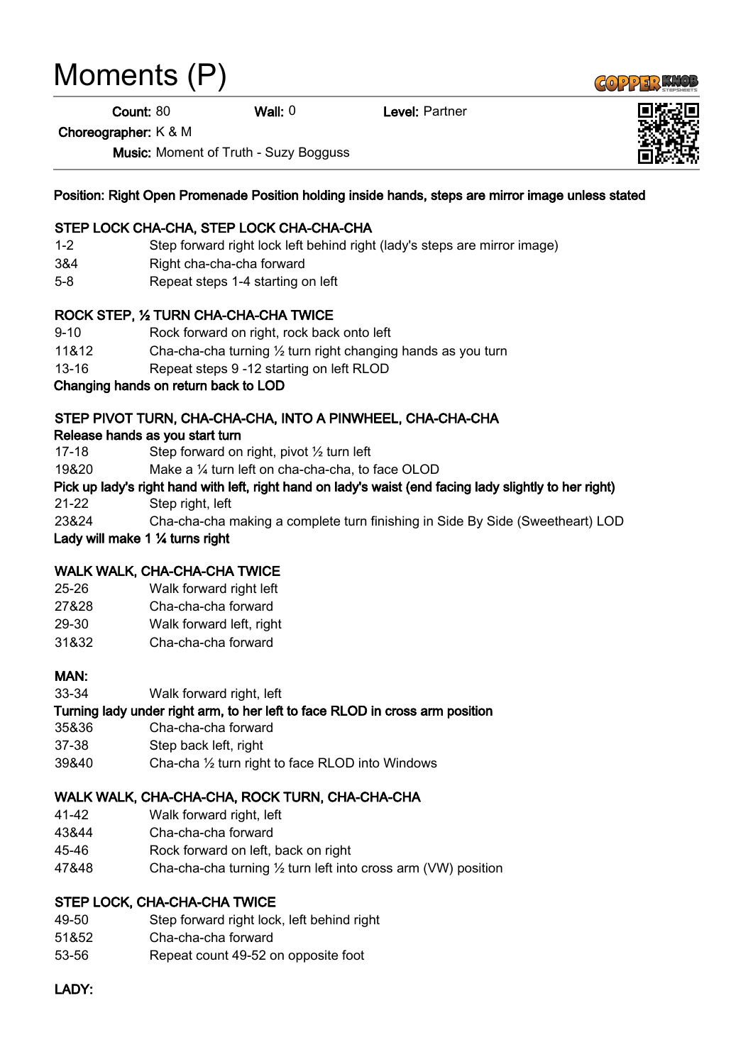# Moments (P)

**Count:** 80 **Wall:** 0 **Level:** Partner

**Choreographer:** K & M

**Music:** Moment of Truth - Suzy Bogguss

**Position: Right Open Promenade Position holding inside hands, steps are mirror image unless stated**

**STEP LOCK CHA-CHA, STEP LOCK CHA-CHA-CHA**

| | |
|---|---|
| 1-2 | Step forward right lock left behind right (lady's steps are mirror image) |
| 3&4 | Right cha-cha-cha forward |
| 5-8 | Repeat steps 1-4 starting on left |

**ROCK STEP, ½ TURN CHA-CHA-CHA TWICE**

| | |
|---|---|
| 9-10 | Rock forward on right, rock back onto left |
| 11&12 | Cha-cha-cha turning ½ turn right changing hands as you turn |
| 13-16 | Repeat steps 9 -12 starting on left RLOD |

**Changing hands on return back to LOD**

**STEP PIVOT TURN, CHA-CHA-CHA, INTO A PINWHEEL, CHA-CHA-CHA**

**Release hands as you start turn**

| | |
|---|---|
| 17-18 | Step forward on right, pivot ½ turn left |
| 19&20 | Make a ¼ turn left on cha-cha-cha, to face OLOD |

**Pick up lady's right hand with left, right hand on lady's waist (end facing lady slightly to her right)**

| | |
|---|---|
| 21-22 | Step right, left |
| 23&24 | Cha-cha-cha making a complete turn finishing in Side By Side (Sweetheart) LOD |

**Lady will make 1 ¼ turns right**

**WALK WALK, CHA-CHA-CHA TWICE**

| | |
|---|---|
| 25-26 | Walk forward right left |
| 27&28 | Cha-cha-cha forward |
| 29-30 | Walk forward left, right |
| 31&32 | Cha-cha-cha forward |

**MAN:**

| | |
|---|---|
| 33-34 | Walk forward right, left |

**Turning lady under right arm, to her left to face RLOD in cross arm position**

| | |
|---|---|
| 35&36 | Cha-cha-cha forward |
| 37-38 | Step back left, right |
| 39&40 | Cha-cha ½ turn right to face RLOD into Windows |

**WALK WALK, CHA-CHA-CHA, ROCK TURN, CHA-CHA-CHA**

| | |
|---|---|
| 41-42 | Walk forward right, left |
| 43&44 | Cha-cha-cha forward |
| 45-46 | Rock forward on left, back on right |
| 47&48 | Cha-cha-cha turning ½ turn left into cross arm (VW) position |

**STEP LOCK, CHA-CHA-CHA TWICE**

| | |
|---|---|
| 49-50 | Step forward right lock, left behind right |
| 51&52 | Cha-cha-cha forward |
| 53-56 | Repeat count 49-52 on opposite foot |

**LADY:**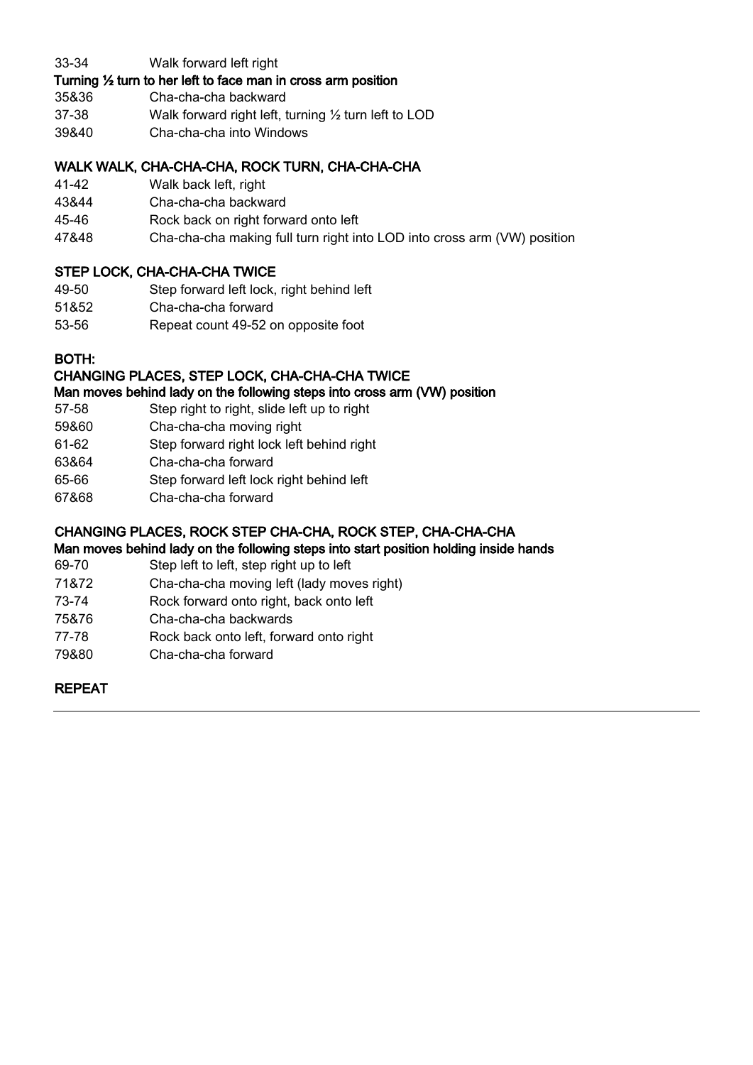33-34 Walk forward left right

**Turning ½ turn to her left to face man in cross arm position**

35&36 Cha-cha-cha backward

37-38 Walk forward right left, turning ½ turn left to LOD

39&40 Cha-cha-cha into Windows

**WALK WALK, CHA-CHA-CHA, ROCK TURN, CHA-CHA-CHA**

41-42 Walk back left, right

43&44 Cha-cha-cha backward

45-46 Rock back on right forward onto left

47&48 Cha-cha-cha making full turn right into LOD into cross arm (VW) position

**STEP LOCK, CHA-CHA-CHA TWICE**

49-50 Step forward left lock, right behind left

51&52 Cha-cha-cha forward

53-56 Repeat count 49-52 on opposite foot

**BOTH:**

**CHANGING PLACES, STEP LOCK, CHA-CHA-CHA TWICE**

**Man moves behind lady on the following steps into cross arm (VW) position**

57-58 Step right to right, slide left up to right

59&60 Cha-cha-cha moving right

61-62 Step forward right lock left behind right

63&64 Cha-cha-cha forward

65-66 Step forward left lock right behind left

67&68 Cha-cha-cha forward

**CHANGING PLACES, ROCK STEP CHA-CHA, ROCK STEP, CHA-CHA-CHA**

**Man moves behind lady on the following steps into start position holding inside hands**

69-70 Step left to left, step right up to left

71&72 Cha-cha-cha moving left (lady moves right)

73-74 Rock forward onto right, back onto left

75&76 Cha-cha-cha backwards

77-78 Rock back onto left, forward onto right

79&80 Cha-cha-cha forward

**REPEAT**